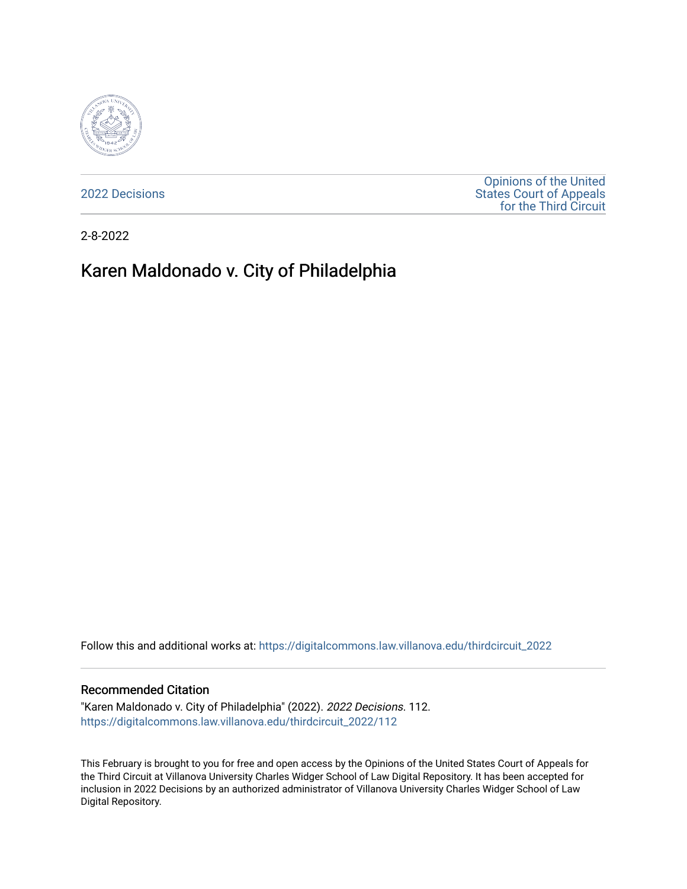2022 Decisions

Opinions of the United States Court of Appeals for the Third Circuit

2-8-2022

# Karen Maldonado v. City of Philadelphia

Follow this and additional works at: https://digitalcommons.law.villanova.edu/thirdcircuit_2022

### Recommended Citation

"Karen Maldonado v. City of Philadelphia" (2022). *2022 Decisions*. 112.
https://digitalcommons.law.villanova.edu/thirdcircuit_2022/112

This February is brought to you for free and open access by the Opinions of the United States Court of Appeals for the Third Circuit at Villanova University Charles Widger School of Law Digital Repository. It has been accepted for inclusion in 2022 Decisions by an authorized administrator of Villanova University Charles Widger School of Law Digital Repository.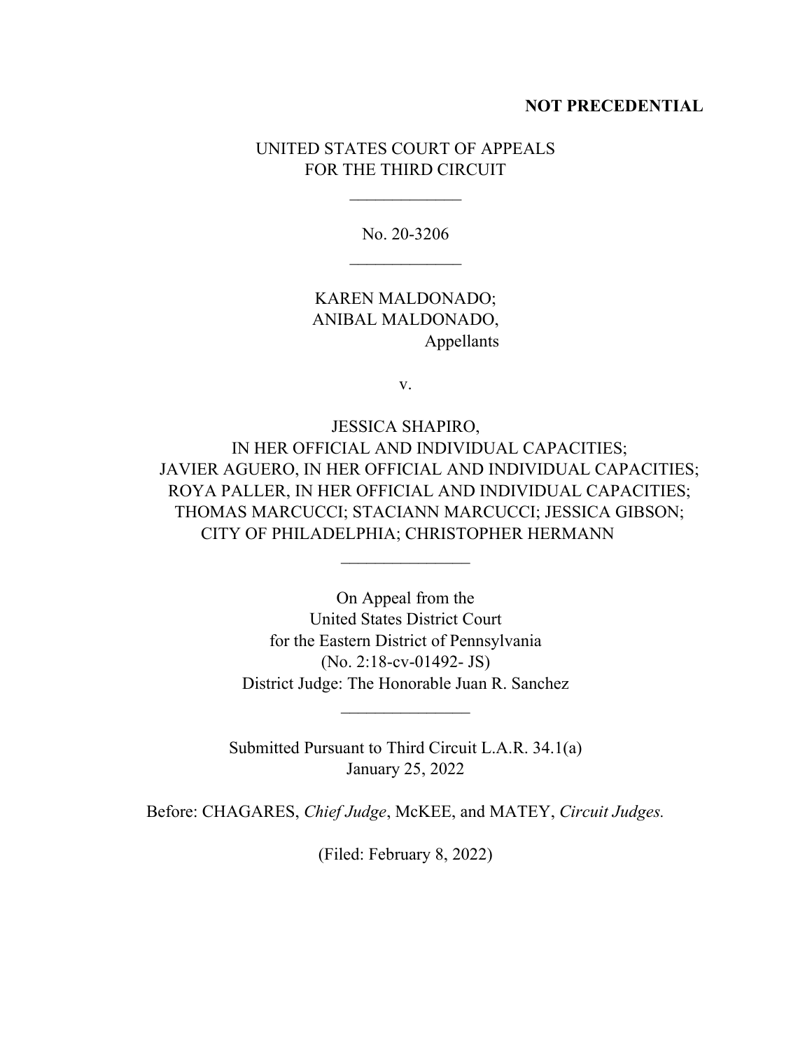**NOT PRECEDENTIAL**

UNITED STATES COURT OF APPEALS
FOR THE THIRD CIRCUIT

\_\_\_\_\_\_\_\_\_\_\_\_\_

No. 20-3206

\_\_\_\_\_\_\_\_\_\_\_\_\_

KAREN MALDONADO;
ANIBAL MALDONADO,
Appellants

v.

JESSICA SHAPIRO,
IN HER OFFICIAL AND INDIVIDUAL CAPACITIES;
JAVIER AGUERO, IN HER OFFICIAL AND INDIVIDUAL CAPACITIES;
ROYA PALLER, IN HER OFFICIAL AND INDIVIDUAL CAPACITIES;
THOMAS MARCUCCI; STACIANN MARCUCCI; JESSICA GIBSON;
CITY OF PHILADELPHIA; CHRISTOPHER HERMANN

\_\_\_\_\_\_\_\_\_\_\_\_\_\_\_

On Appeal from the
United States District Court
for the Eastern District of Pennsylvania
(No. 2:18-cv-01492- JS)
District Judge: The Honorable Juan R. Sanchez

\_\_\_\_\_\_\_\_\_\_\_\_\_\_\_

Submitted Pursuant to Third Circuit L.A.R. 34.1(a)
January 25, 2022

Before: CHAGARES, *Chief Judge*, McKEE, and MATEY, *Circuit Judges.*

(Filed: February 8, 2022)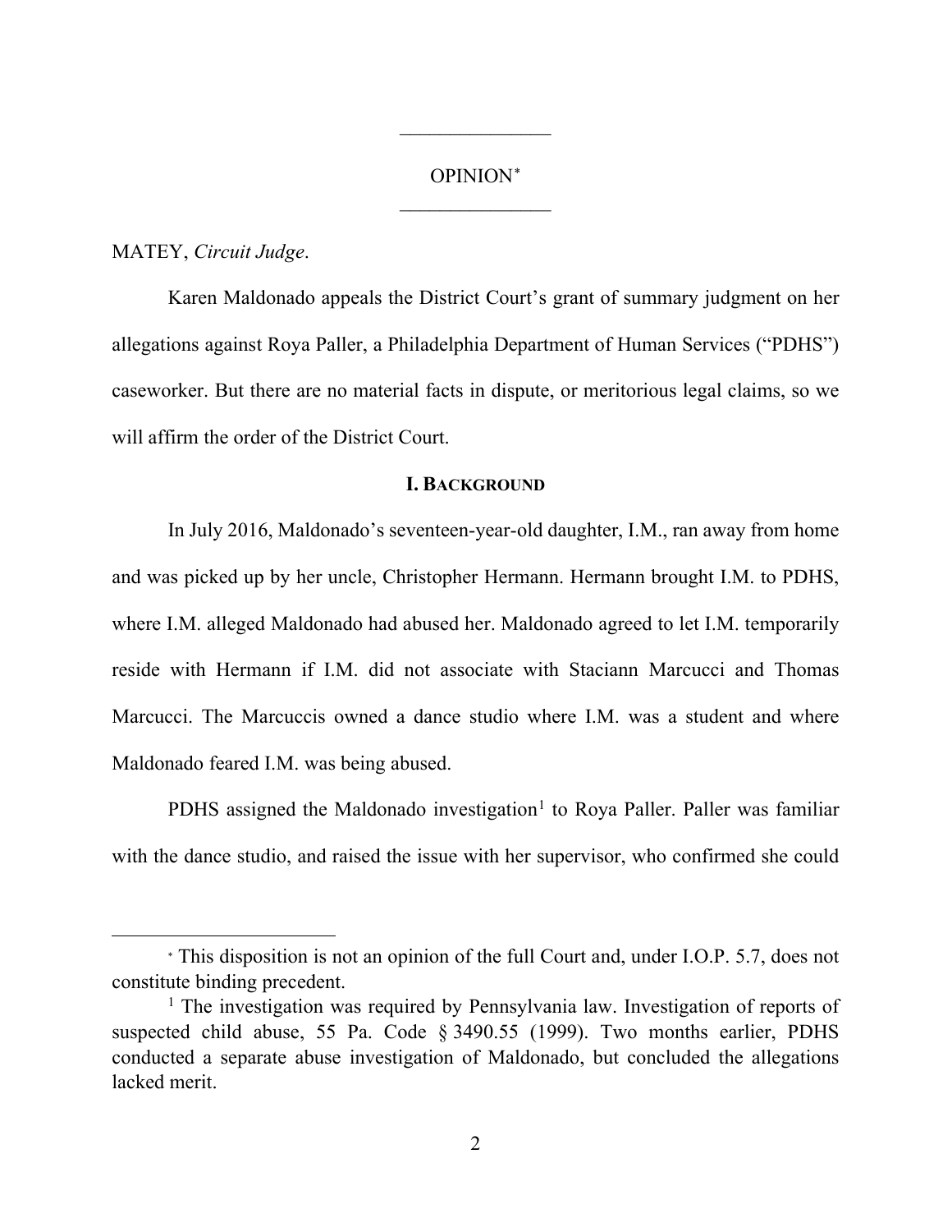OPINION[*]

MATEY, *Circuit Judge*.

Karen Maldonado appeals the District Court's grant of summary judgment on her allegations against Roya Paller, a Philadelphia Department of Human Services ("PDHS") caseworker. But there are no material facts in dispute, or meritorious legal claims, so we will affirm the order of the District Court.

## I. BACKGROUND

In July 2016, Maldonado's seventeen-year-old daughter, I.M., ran away from home and was picked up by her uncle, Christopher Hermann. Hermann brought I.M. to PDHS, where I.M. alleged Maldonado had abused her. Maldonado agreed to let I.M. temporarily reside with Hermann if I.M. did not associate with Staciann Marcucci and Thomas Marcucci. The Marcuccis owned a dance studio where I.M. was a student and where Maldonado feared I.M. was being abused.

PDHS assigned the Maldonado investigation[1] to Roya Paller. Paller was familiar with the dance studio, and raised the issue with her supervisor, who confirmed she could

---

[*] This disposition is not an opinion of the full Court and, under I.O.P. 5.7, does not constitute binding precedent.

[1] The investigation was required by Pennsylvania law. Investigation of reports of suspected child abuse, 55 Pa. Code § 3490.55 (1999). Two months earlier, PDHS conducted a separate abuse investigation of Maldonado, but concluded the allegations lacked merit.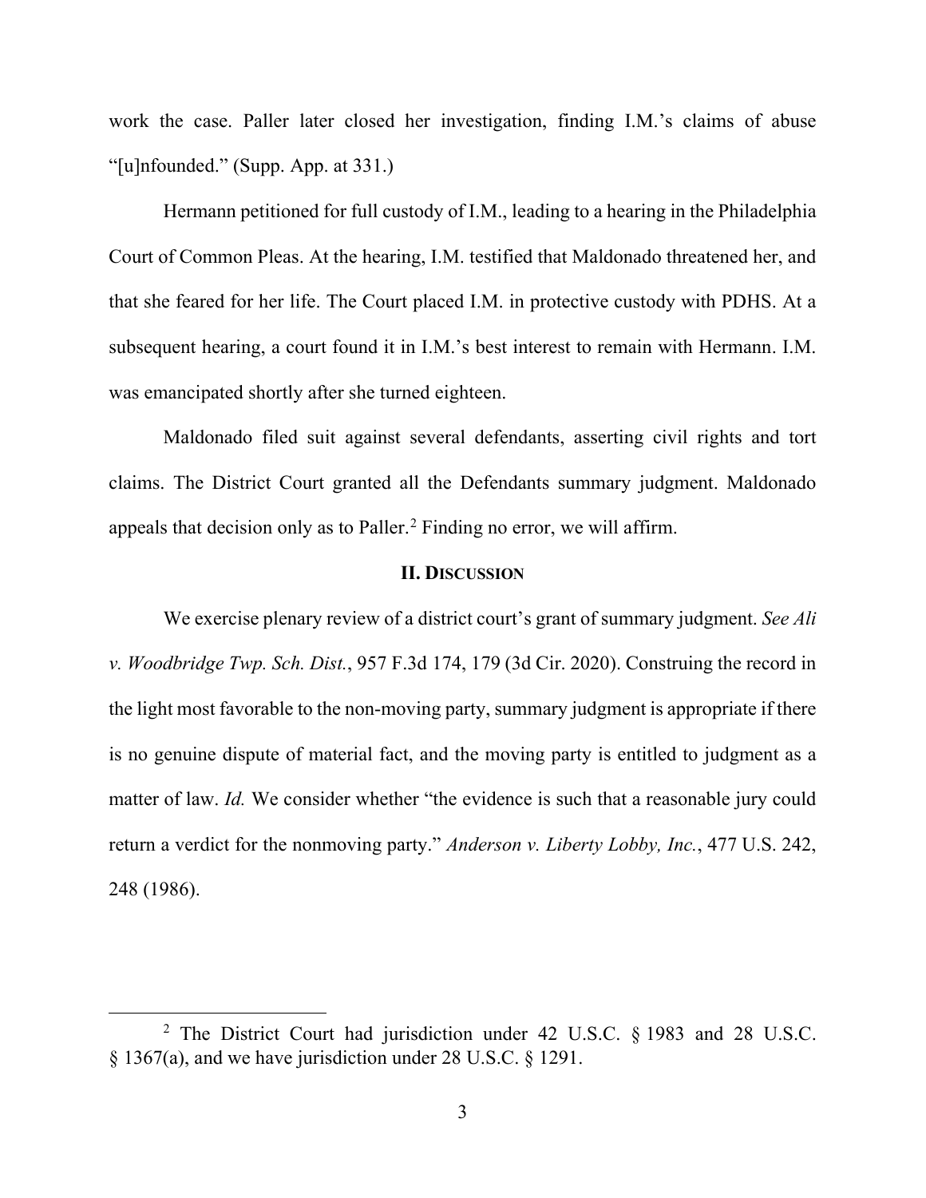work the case. Paller later closed her investigation, finding I.M.'s claims of abuse "[u]nfounded." (Supp. App. at 331.)

Hermann petitioned for full custody of I.M., leading to a hearing in the Philadelphia Court of Common Pleas. At the hearing, I.M. testified that Maldonado threatened her, and that she feared for her life. The Court placed I.M. in protective custody with PDHS. At a subsequent hearing, a court found it in I.M.'s best interest to remain with Hermann. I.M. was emancipated shortly after she turned eighteen.

Maldonado filed suit against several defendants, asserting civil rights and tort claims. The District Court granted all the Defendants summary judgment. Maldonado appeals that decision only as to Paller.[2] Finding no error, we will affirm.

## II. DISCUSSION

We exercise plenary review of a district court's grant of summary judgment. *See Ali v. Woodbridge Twp. Sch. Dist.*, 957 F.3d 174, 179 (3d Cir. 2020). Construing the record in the light most favorable to the non-moving party, summary judgment is appropriate if there is no genuine dispute of material fact, and the moving party is entitled to judgment as a matter of law. *Id.* We consider whether "the evidence is such that a reasonable jury could return a verdict for the nonmoving party." *Anderson v. Liberty Lobby, Inc.*, 477 U.S. 242, 248 (1986).

---

[2] The District Court had jurisdiction under 42 U.S.C. § 1983 and 28 U.S.C. § 1367(a), and we have jurisdiction under 28 U.S.C. § 1291.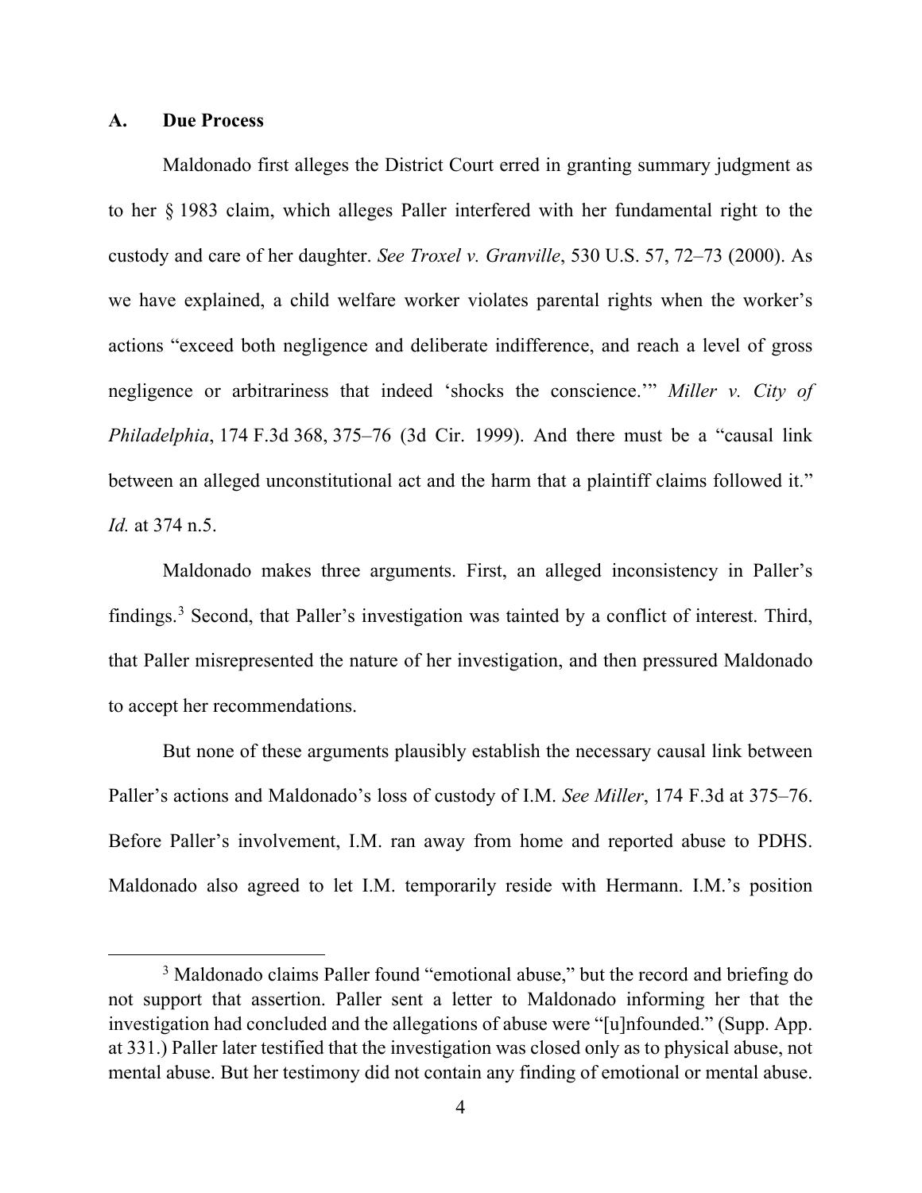### A. Due Process

Maldonado first alleges the District Court erred in granting summary judgment as to her § 1983 claim, which alleges Paller interfered with her fundamental right to the custody and care of her daughter. *See Troxel v. Granville*, 530 U.S. 57, 72–73 (2000). As we have explained, a child welfare worker violates parental rights when the worker's actions "exceed both negligence and deliberate indifference, and reach a level of gross negligence or arbitrariness that indeed 'shocks the conscience.'" *Miller v. City of Philadelphia*, 174 F.3d 368, 375–76 (3d Cir. 1999). And there must be a "causal link between an alleged unconstitutional act and the harm that a plaintiff claims followed it." *Id.* at 374 n.5.

Maldonado makes three arguments. First, an alleged inconsistency in Paller's findings.[3] Second, that Paller's investigation was tainted by a conflict of interest. Third, that Paller misrepresented the nature of her investigation, and then pressured Maldonado to accept her recommendations.

But none of these arguments plausibly establish the necessary causal link between Paller's actions and Maldonado's loss of custody of I.M. *See Miller*, 174 F.3d at 375–76. Before Paller's involvement, I.M. ran away from home and reported abuse to PDHS. Maldonado also agreed to let I.M. temporarily reside with Hermann. I.M.'s position

[3] Maldonado claims Paller found "emotional abuse," but the record and briefing do not support that assertion. Paller sent a letter to Maldonado informing her that the investigation had concluded and the allegations of abuse were "[u]nfounded." (Supp. App. at 331.) Paller later testified that the investigation was closed only as to physical abuse, not mental abuse. But her testimony did not contain any finding of emotional or mental abuse.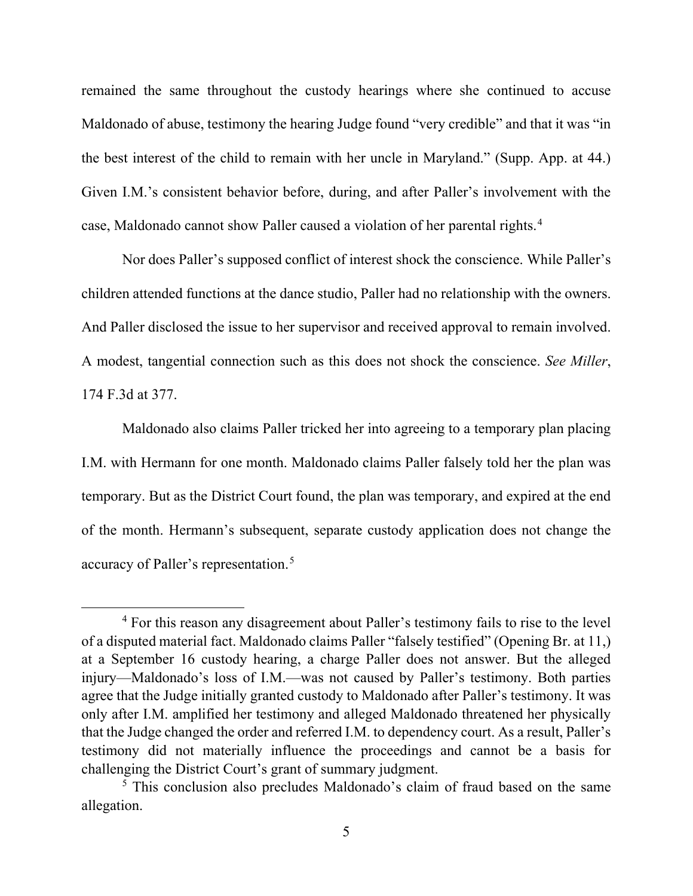remained the same throughout the custody hearings where she continued to accuse Maldonado of abuse, testimony the hearing Judge found "very credible" and that it was "in the best interest of the child to remain with her uncle in Maryland." (Supp. App. at 44.) Given I.M.'s consistent behavior before, during, and after Paller's involvement with the case, Maldonado cannot show Paller caused a violation of her parental rights.[4]

Nor does Paller's supposed conflict of interest shock the conscience. While Paller's children attended functions at the dance studio, Paller had no relationship with the owners. And Paller disclosed the issue to her supervisor and received approval to remain involved. A modest, tangential connection such as this does not shock the conscience. *See Miller*, 174 F.3d at 377.

Maldonado also claims Paller tricked her into agreeing to a temporary plan placing I.M. with Hermann for one month. Maldonado claims Paller falsely told her the plan was temporary. But as the District Court found, the plan was temporary, and expired at the end of the month. Hermann's subsequent, separate custody application does not change the accuracy of Paller's representation.[5]

---

[4] For this reason any disagreement about Paller's testimony fails to rise to the level of a disputed material fact. Maldonado claims Paller "falsely testified" (Opening Br. at 11,) at a September 16 custody hearing, a charge Paller does not answer. But the alleged injury—Maldonado's loss of I.M.—was not caused by Paller's testimony. Both parties agree that the Judge initially granted custody to Maldonado after Paller's testimony. It was only after I.M. amplified her testimony and alleged Maldonado threatened her physically that the Judge changed the order and referred I.M. to dependency court. As a result, Paller's testimony did not materially influence the proceedings and cannot be a basis for challenging the District Court's grant of summary judgment.

[5] This conclusion also precludes Maldonado's claim of fraud based on the same allegation.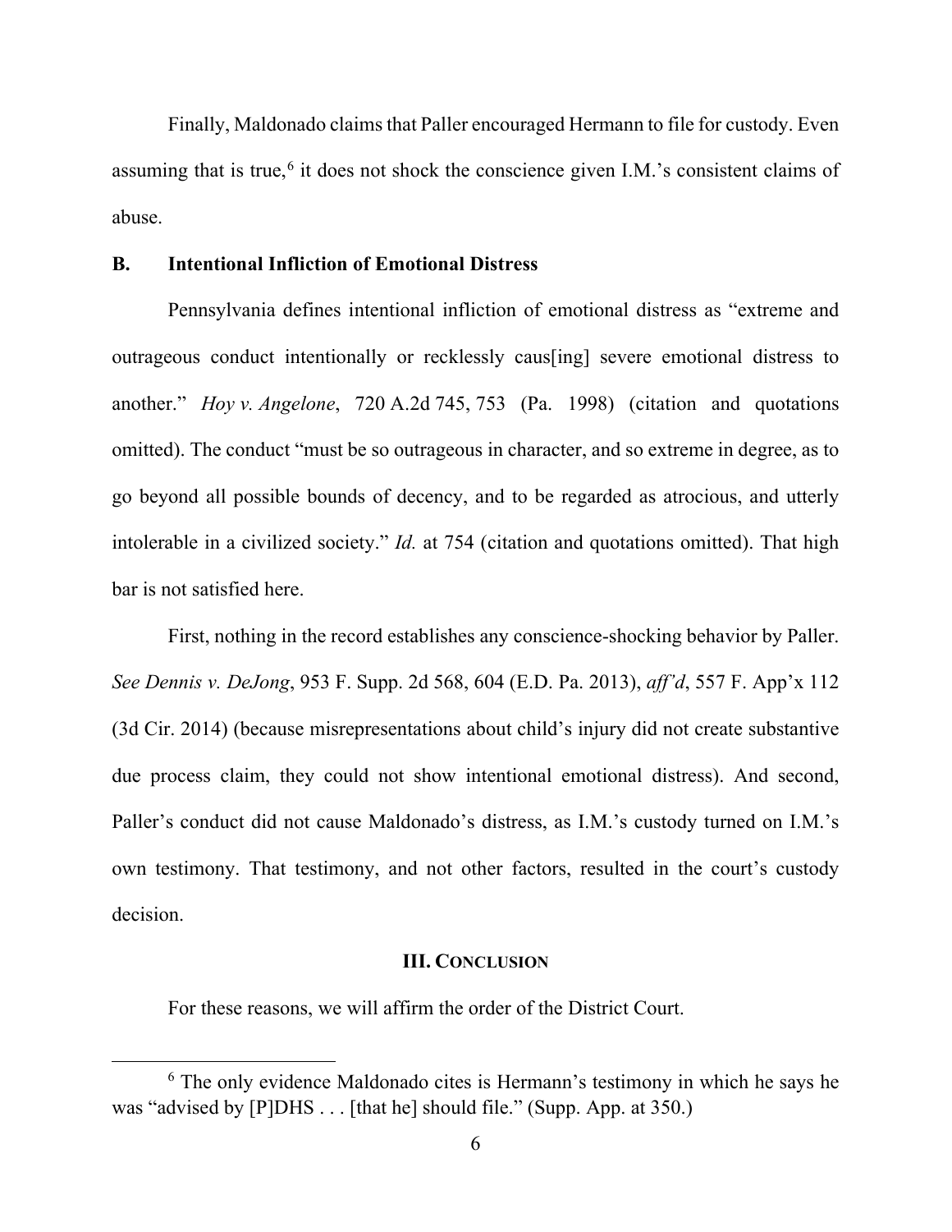Finally, Maldonado claims that Paller encouraged Hermann to file for custody. Even assuming that is true,[6] it does not shock the conscience given I.M.'s consistent claims of abuse.

### B. Intentional Infliction of Emotional Distress

Pennsylvania defines intentional infliction of emotional distress as "extreme and outrageous conduct intentionally or recklessly caus[ing] severe emotional distress to another." *Hoy v. Angelone*, 720 A.2d 745, 753 (Pa. 1998) (citation and quotations omitted). The conduct "must be so outrageous in character, and so extreme in degree, as to go beyond all possible bounds of decency, and to be regarded as atrocious, and utterly intolerable in a civilized society." *Id.* at 754 (citation and quotations omitted). That high bar is not satisfied here.

First, nothing in the record establishes any conscience-shocking behavior by Paller. *See Dennis v. DeJong*, 953 F. Supp. 2d 568, 604 (E.D. Pa. 2013), *aff'd*, 557 F. App'x 112 (3d Cir. 2014) (because misrepresentations about child's injury did not create substantive due process claim, they could not show intentional emotional distress). And second, Paller's conduct did not cause Maldonado's distress, as I.M.'s custody turned on I.M.'s own testimony. That testimony, and not other factors, resulted in the court's custody decision.

## III. CONCLUSION

For these reasons, we will affirm the order of the District Court.

---

[6] The only evidence Maldonado cites is Hermann's testimony in which he says he was "advised by [P]DHS . . . [that he] should file." (Supp. App. at 350.)